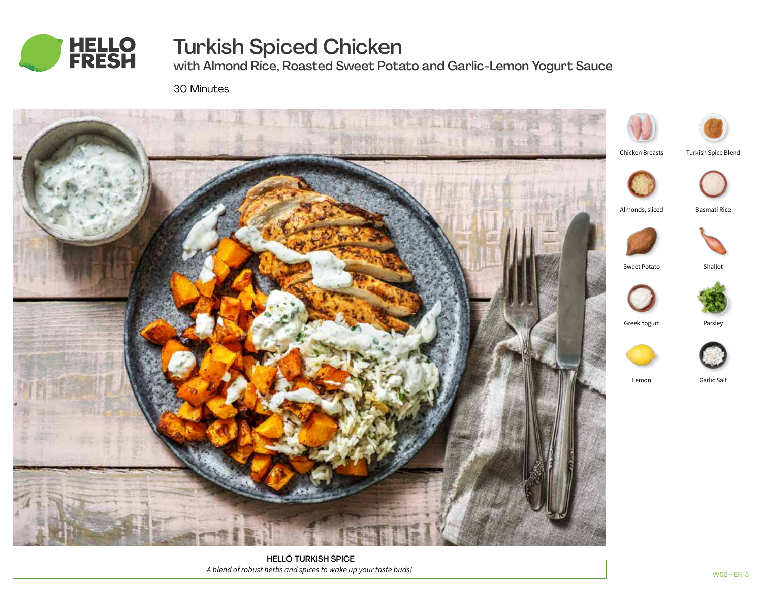# Turkish Spiced Chicken

## with Almond Rice, Roasted Sweet Potato and Garlic-Lemon Yogurt Sauce

30 Minutes

- Chicken Breasts
- Turkish Spice Blend
- Almonds, sliced
- Basmati Rice
- Sweet Potato
- Shallot
- Greek Yogurt
- Parsley
- Lemon
- Garlic Salt

**HELLO TURKISH SPICE**

*A blend of robust herbs and spices to wake up your taste buds!*

W52 • EN 3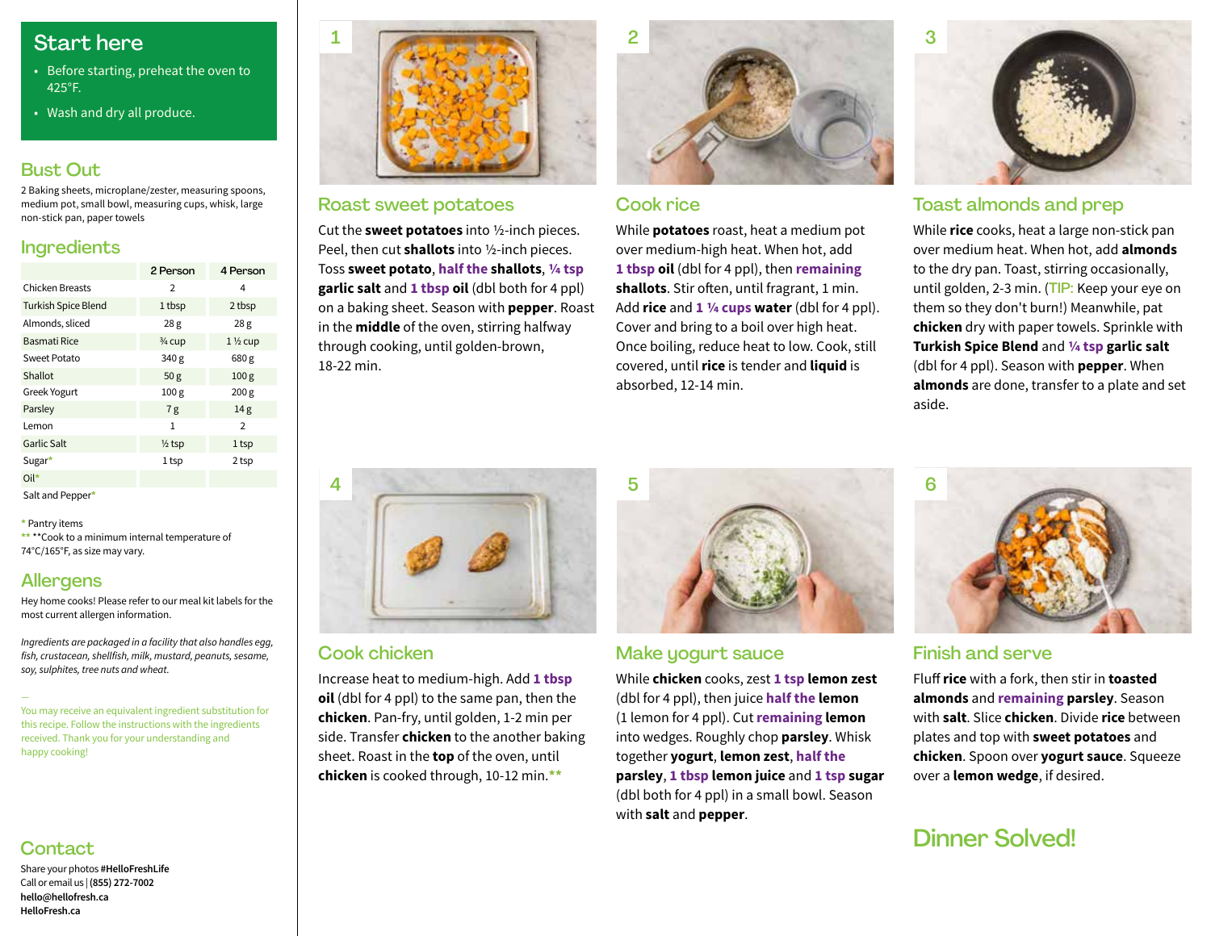## Start here

- Before starting, preheat the oven to 425°F.
- Wash and dry all produce.

## Bust Out

2 Baking sheets, microplane/zester, measuring spoons, medium pot, small bowl, measuring cups, whisk, large non-stick pan, paper towels

## Ingredients

| | 2 Person | 4 Person |
|---|---|---|
| Chicken Breasts | 2 | 4 |
| Turkish Spice Blend | 1 tbsp | 2 tbsp |
| Almonds, sliced | 28 g | 28 g |
| Basmati Rice | ¾ cup | 1 ½ cup |
| Sweet Potato | 340 g | 680 g |
| Shallot | 50 g | 100 g |
| Greek Yogurt | 100 g | 200 g |
| Parsley | 7 g | 14 g |
| Lemon | 1 | 2 |
| Garlic Salt | ½ tsp | 1 tsp |
| Sugar* | 1 tsp | 2 tsp |
| Oil* | | |
| Salt and Pepper* | | |

\* Pantry items
\*\* **Cook to a minimum internal temperature of 74°C/165°F, as size may vary.

## Allergens

Hey home cooks! Please refer to our meal kit labels for the most current allergen information.

*Ingredients are packaged in a facility that also handles egg, fish, crustacean, shellfish, milk, mustard, peanuts, sesame, soy, sulphites, tree nuts and wheat.*

—

You may receive an equivalent ingredient substitution for this recipe. Follow the instructions with the ingredients received. Thank you for your understanding and happy cooking!

## Contact

Share your photos **#HelloFreshLife**
Call or email us | **(855) 272-7002**
**hello@hellofresh.ca**
**HelloFresh.ca**

## 1 Roast sweet potatoes

Cut the **sweet potatoes** into ½-inch pieces. Peel, then cut **shallots** into ½-inch pieces. Toss **sweet potato**, **half the shallots**, **¼ tsp garlic salt** and **1 tbsp oil** (dbl both for 4 ppl) on a baking sheet. Season with **pepper**. Roast in the **middle** of the oven, stirring halfway through cooking, until golden-brown, 18-22 min.

## 2 Cook rice

While **potatoes** roast, heat a medium pot over medium-high heat. When hot, add **1 tbsp oil** (dbl for 4 ppl), then **remaining shallots**. Stir often, until fragrant, 1 min. Add **rice** and **1 ¼ cups water** (dbl for 4 ppl). Cover and bring to a boil over high heat. Once boiling, reduce heat to low. Cook, still covered, until **rice** is tender and **liquid** is absorbed, 12-14 min.

## 3 Toast almonds and prep

While **rice** cooks, heat a large non-stick pan over medium heat. When hot, add **almonds** to the dry pan. Toast, stirring occasionally, until golden, 2-3 min. (TIP: Keep your eye on them so they don't burn!) Meanwhile, pat **chicken** dry with paper towels. Sprinkle with **Turkish Spice Blend** and **¼ tsp garlic salt** (dbl for 4 ppl). Season with **pepper**. When **almonds** are done, transfer to a plate and set aside.

## 4 Cook chicken

Increase heat to medium-high. Add **1 tbsp oil** (dbl for 4 ppl) to the same pan, then the **chicken**. Pan-fry, until golden, 1-2 min per side. Transfer **chicken** to the another baking sheet. Roast in the **top** of the oven, until **chicken** is cooked through, 10-12 min.**

## 5 Make yogurt sauce

While **chicken** cooks, zest **1 tsp lemon zest** (dbl for 4 ppl), then juice **half the lemon** (1 lemon for 4 ppl). Cut **remaining lemon** into wedges. Roughly chop **parsley**. Whisk together **yogurt**, **lemon zest**, **half the parsley**, **1 tbsp lemon juice** and **1 tsp sugar** (dbl both for 4 ppl) in a small bowl. Season with **salt** and **pepper**.

## 6 Finish and serve

Fluff **rice** with a fork, then stir in **toasted almonds** and **remaining parsley**. Season with **salt**. Slice **chicken**. Divide **rice** between plates and top with **sweet potatoes** and **chicken**. Spoon over **yogurt sauce**. Squeeze over a **lemon wedge**, if desired.

## Dinner Solved!